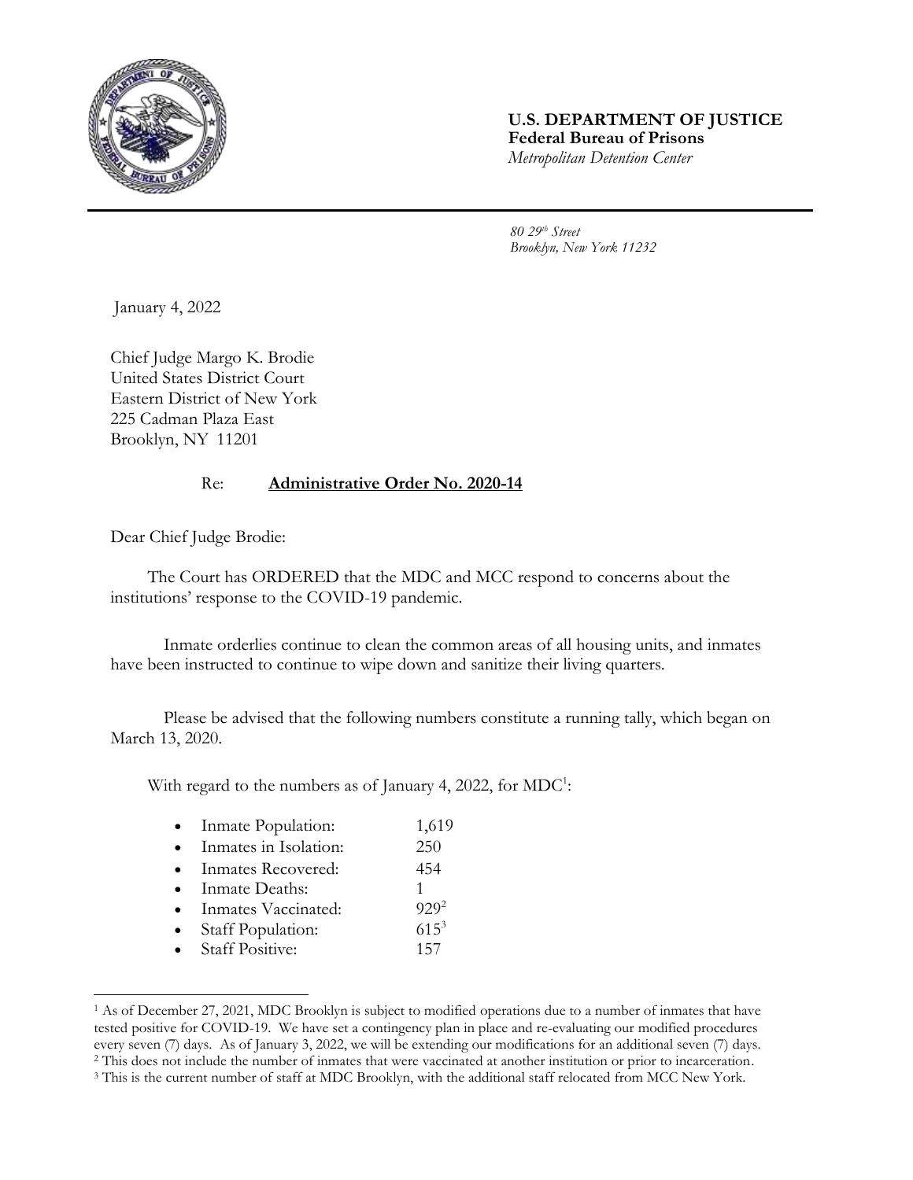**U.S. DEPARTMENT OF JUSTICE**
**Federal Bureau of Prisons**
*Metropolitan Detention Center*

*80 29th Street*
*Brooklyn, New York 11232*

January 4, 2022

Chief Judge Margo K. Brodie
United States District Court
Eastern District of New York
225 Cadman Plaza East
Brooklyn, NY 11201

Re: **Administrative Order No. 2020-14**

Dear Chief Judge Brodie:

The Court has ORDERED that the MDC and MCC respond to concerns about the institutions' response to the COVID-19 pandemic.

Inmate orderlies continue to clean the common areas of all housing units, and inmates have been instructed to continue to wipe down and sanitize their living quarters.

Please be advised that the following numbers constitute a running tally, which began on March 13, 2020.

With regard to the numbers as of January 4, 2022, for MDC[1]:

- Inmate Population: 1,619
- Inmates in Isolation: 250
- Inmates Recovered: 454
- Inmate Deaths: 1
- Inmates Vaccinated: 929[2]
- Staff Population: 615[3]
- Staff Positive: 157

---

[1] As of December 27, 2021, MDC Brooklyn is subject to modified operations due to a number of inmates that have tested positive for COVID-19. We have set a contingency plan in place and re-evaluating our modified procedures every seven (7) days. As of January 3, 2022, we will be extending our modifications for an additional seven (7) days.

[2] This does not include the number of inmates that were vaccinated at another institution or prior to incarceration.

[3] This is the current number of staff at MDC Brooklyn, with the additional staff relocated from MCC New York.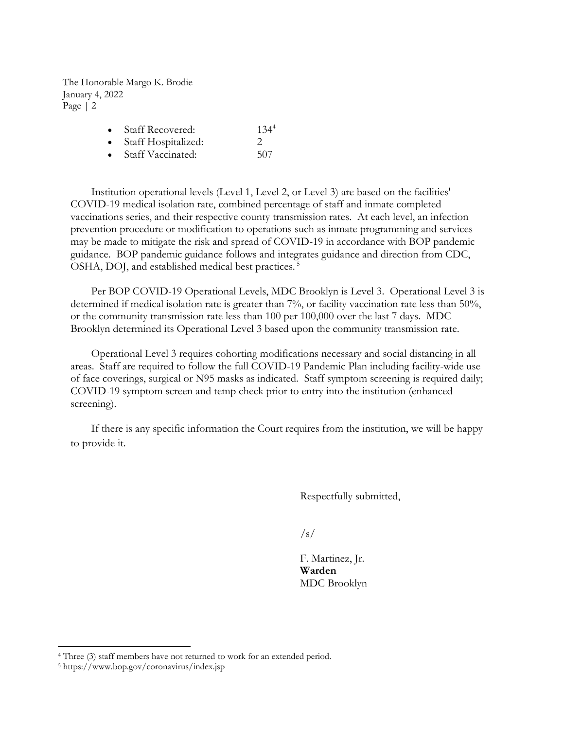- Staff Recovered: 134[4]
- Staff Hospitalized: 2
- Staff Vaccinated: 507

Institution operational levels (Level 1, Level 2, or Level 3) are based on the facilities' COVID-19 medical isolation rate, combined percentage of staff and inmate completed vaccinations series, and their respective county transmission rates. At each level, an infection prevention procedure or modification to operations such as inmate programming and services may be made to mitigate the risk and spread of COVID-19 in accordance with BOP pandemic guidance. BOP pandemic guidance follows and integrates guidance and direction from CDC, OSHA, DOJ, and established medical best practices.[5]

Per BOP COVID-19 Operational Levels, MDC Brooklyn is Level 3. Operational Level 3 is determined if medical isolation rate is greater than 7%, or facility vaccination rate less than 50%, or the community transmission rate less than 100 per 100,000 over the last 7 days. MDC Brooklyn determined its Operational Level 3 based upon the community transmission rate.

Operational Level 3 requires cohorting modifications necessary and social distancing in all areas. Staff are required to follow the full COVID-19 Pandemic Plan including facility-wide use of face coverings, surgical or N95 masks as indicated. Staff symptom screening is required daily; COVID-19 symptom screen and temp check prior to entry into the institution (enhanced screening).

If there is any specific information the Court requires from the institution, we will be happy to provide it.

Respectfully submitted,

/s/

F. Martinez, Jr.
**Warden**
MDC Brooklyn

[4] Three (3) staff members have not returned to work for an extended period.
[5] https://www.bop.gov/coronavirus/index.jsp